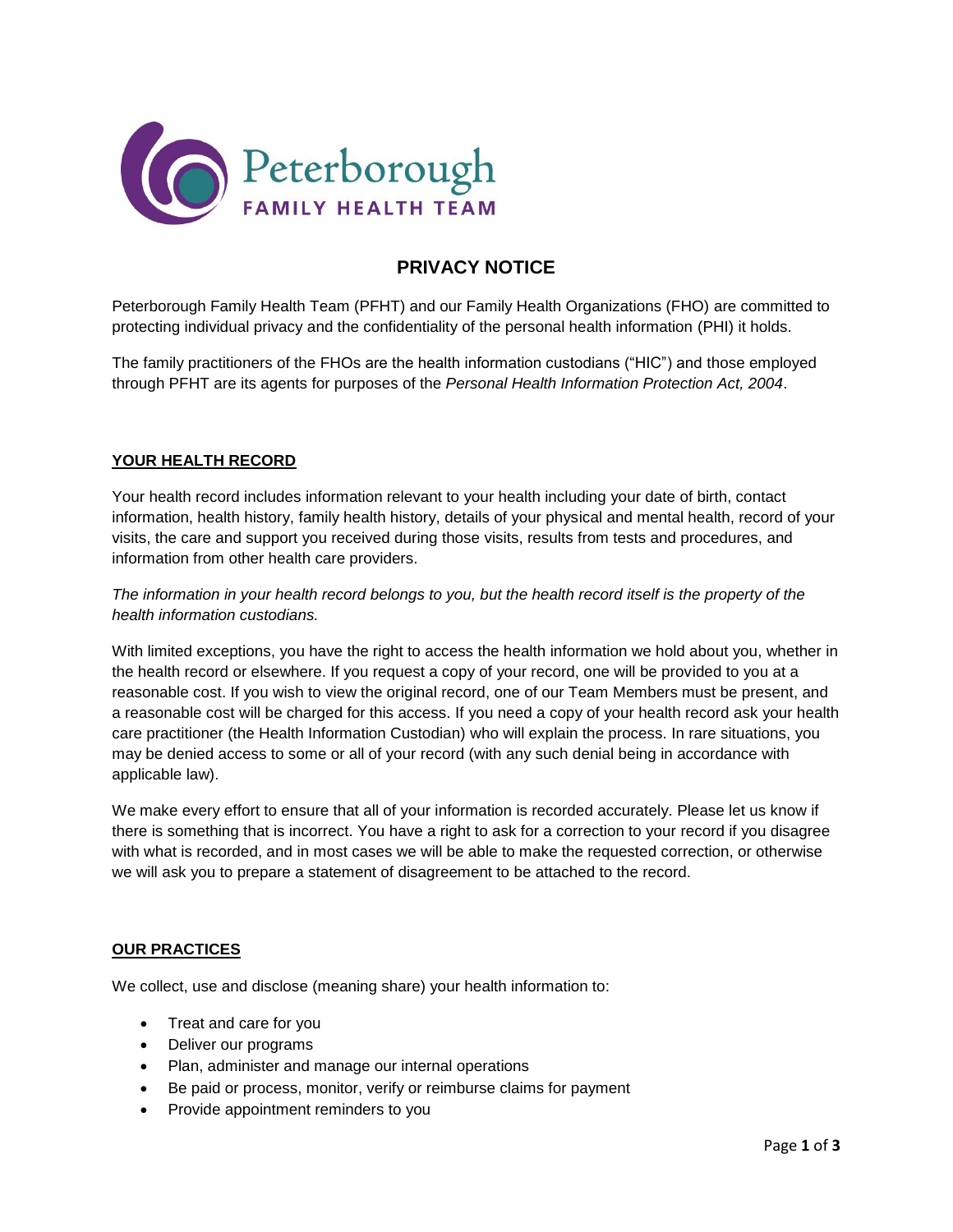Peterborough FAMILY HEALTH TEAM

# PRIVACY NOTICE

Peterborough Family Health Team (PFHT) and our Family Health Organizations (FHO) are committed to protecting individual privacy and the confidentiality of the personal health information (PHI) it holds.

The family practitioners of the FHOs are the health information custodians ("HIC") and those employed through PFHT are its agents for purposes of the *Personal Health Information Protection Act, 2004*.

## YOUR HEALTH RECORD

Your health record includes information relevant to your health including your date of birth, contact information, health history, family health history, details of your physical and mental health, record of your visits, the care and support you received during those visits, results from tests and procedures, and information from other health care providers.

*The information in your health record belongs to you, but the health record itself is the property of the health information custodians.*

With limited exceptions, you have the right to access the health information we hold about you, whether in the health record or elsewhere. If you request a copy of your record, one will be provided to you at a reasonable cost. If you wish to view the original record, one of our Team Members must be present, and a reasonable cost will be charged for this access. If you need a copy of your health record ask your health care practitioner (the Health Information Custodian) who will explain the process. In rare situations, you may be denied access to some or all of your record (with any such denial being in accordance with applicable law).

We make every effort to ensure that all of your information is recorded accurately. Please let us know if there is something that is incorrect. You have a right to ask for a correction to your record if you disagree with what is recorded, and in most cases we will be able to make the requested correction, or otherwise we will ask you to prepare a statement of disagreement to be attached to the record.

## OUR PRACTICES

We collect, use and disclose (meaning share) your health information to:

- Treat and care for you
- Deliver our programs
- Plan, administer and manage our internal operations
- Be paid or process, monitor, verify or reimburse claims for payment
- Provide appointment reminders to you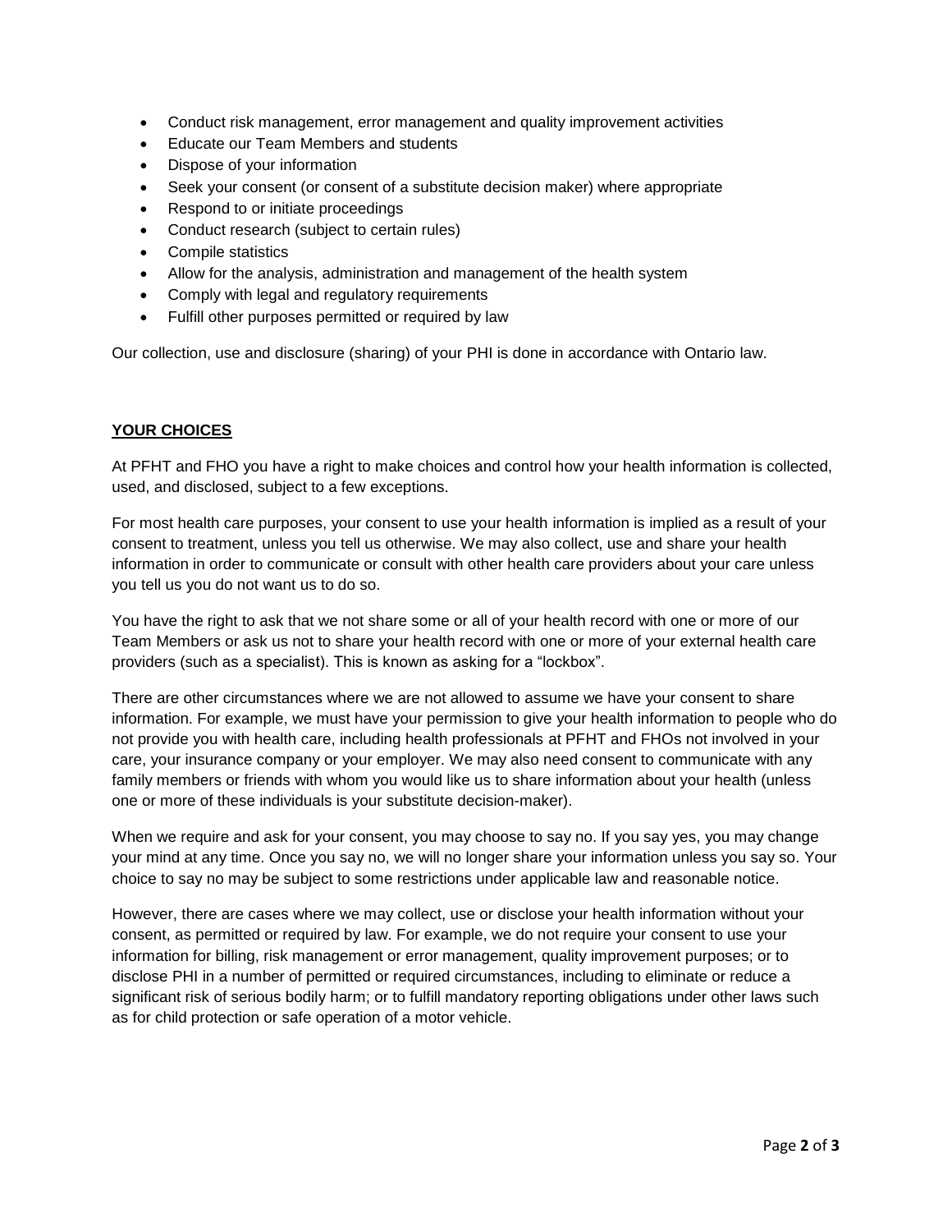- Conduct risk management, error management and quality improvement activities
- Educate our Team Members and students
- Dispose of your information
- Seek your consent (or consent of a substitute decision maker) where appropriate
- Respond to or initiate proceedings
- Conduct research (subject to certain rules)
- Compile statistics
- Allow for the analysis, administration and management of the health system
- Comply with legal and regulatory requirements
- Fulfill other purposes permitted or required by law

Our collection, use and disclosure (sharing) of your PHI is done in accordance with Ontario law.

## YOUR CHOICES

At PFHT and FHO you have a right to make choices and control how your health information is collected, used, and disclosed, subject to a few exceptions.

For most health care purposes, your consent to use your health information is implied as a result of your consent to treatment, unless you tell us otherwise. We may also collect, use and share your health information in order to communicate or consult with other health care providers about your care unless you tell us you do not want us to do so.

You have the right to ask that we not share some or all of your health record with one or more of our Team Members or ask us not to share your health record with one or more of your external health care providers (such as a specialist). This is known as asking for a "lockbox".

There are other circumstances where we are not allowed to assume we have your consent to share information. For example, we must have your permission to give your health information to people who do not provide you with health care, including health professionals at PFHT and FHOs not involved in your care, your insurance company or your employer. We may also need consent to communicate with any family members or friends with whom you would like us to share information about your health (unless one or more of these individuals is your substitute decision-maker).

When we require and ask for your consent, you may choose to say no. If you say yes, you may change your mind at any time. Once you say no, we will no longer share your information unless you say so. Your choice to say no may be subject to some restrictions under applicable law and reasonable notice.

However, there are cases where we may collect, use or disclose your health information without your consent, as permitted or required by law. For example, we do not require your consent to use your information for billing, risk management or error management, quality improvement purposes; or to disclose PHI in a number of permitted or required circumstances, including to eliminate or reduce a significant risk of serious bodily harm; or to fulfill mandatory reporting obligations under other laws such as for child protection or safe operation of a motor vehicle.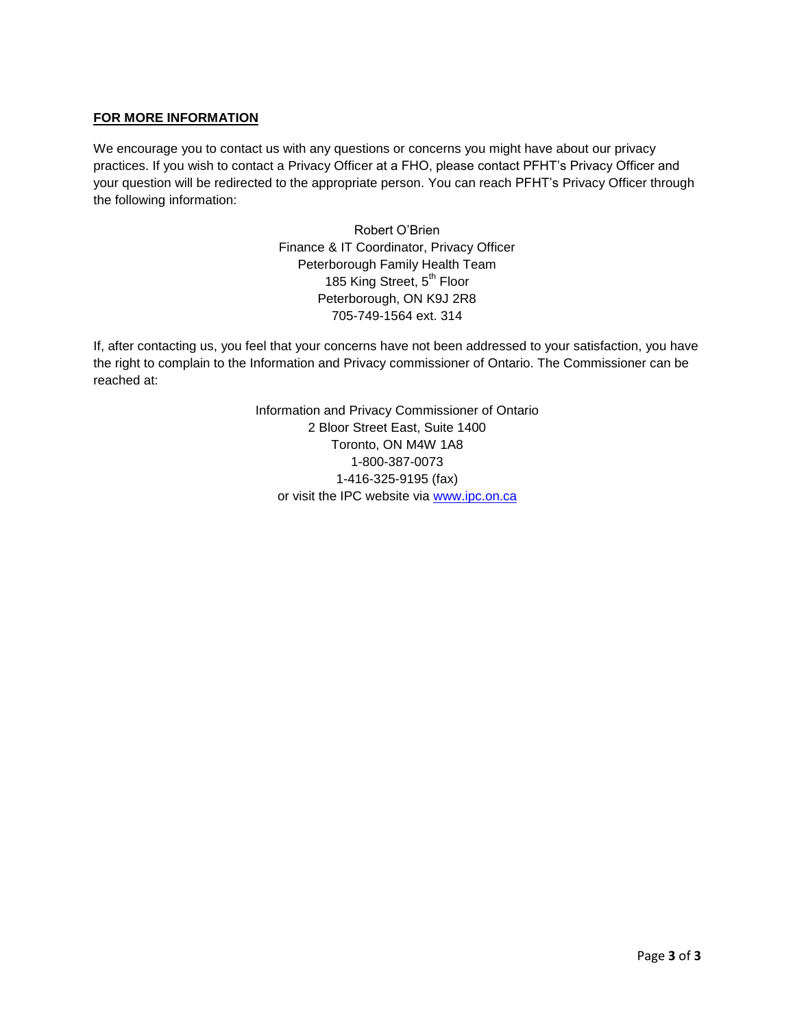## FOR MORE INFORMATION

We encourage you to contact us with any questions or concerns you might have about our privacy practices. If you wish to contact a Privacy Officer at a FHO, please contact PFHT's Privacy Officer and your question will be redirected to the appropriate person. You can reach PFHT's Privacy Officer through the following information:

Robert O'Brien
Finance & IT Coordinator, Privacy Officer
Peterborough Family Health Team
185 King Street, 5th Floor
Peterborough, ON K9J 2R8
705-749-1564 ext. 314

If, after contacting us, you feel that your concerns have not been addressed to your satisfaction, you have the right to complain to the Information and Privacy commissioner of Ontario. The Commissioner can be reached at:

Information and Privacy Commissioner of Ontario
2 Bloor Street East, Suite 1400
Toronto, ON M4W 1A8
1-800-387-0073
1-416-325-9195 (fax)
or visit the IPC website via www.ipc.on.ca